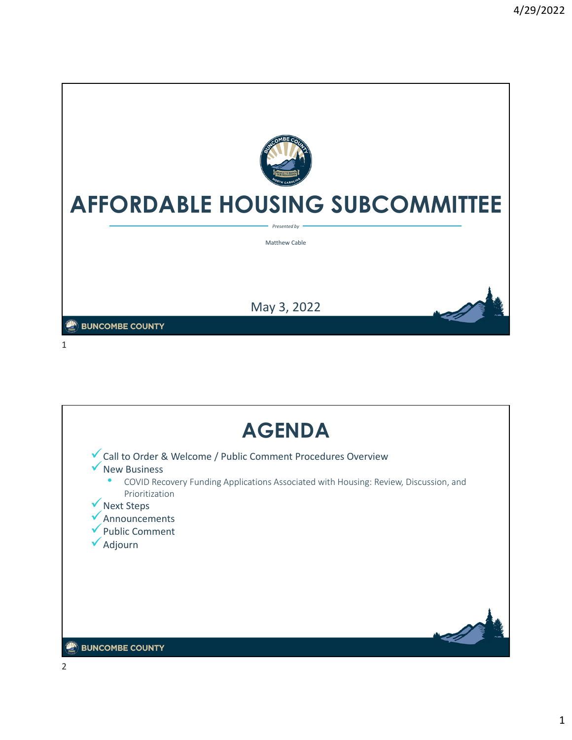# AFFORDABLE HOUSING SUBCOMMITTEE

*Presented by*

Matthew Cable

May 3, 2022

BUNCOMBE COUNTY

# AGENDA

- Call to Order & Welcome / Public Comment Procedures Overview
- New Business
  - COVID Recovery Funding Applications Associated with Housing: Review, Discussion, and Prioritization
- Next Steps
- Announcements
- Public Comment
- Adjourn

BUNCOMBE COUNTY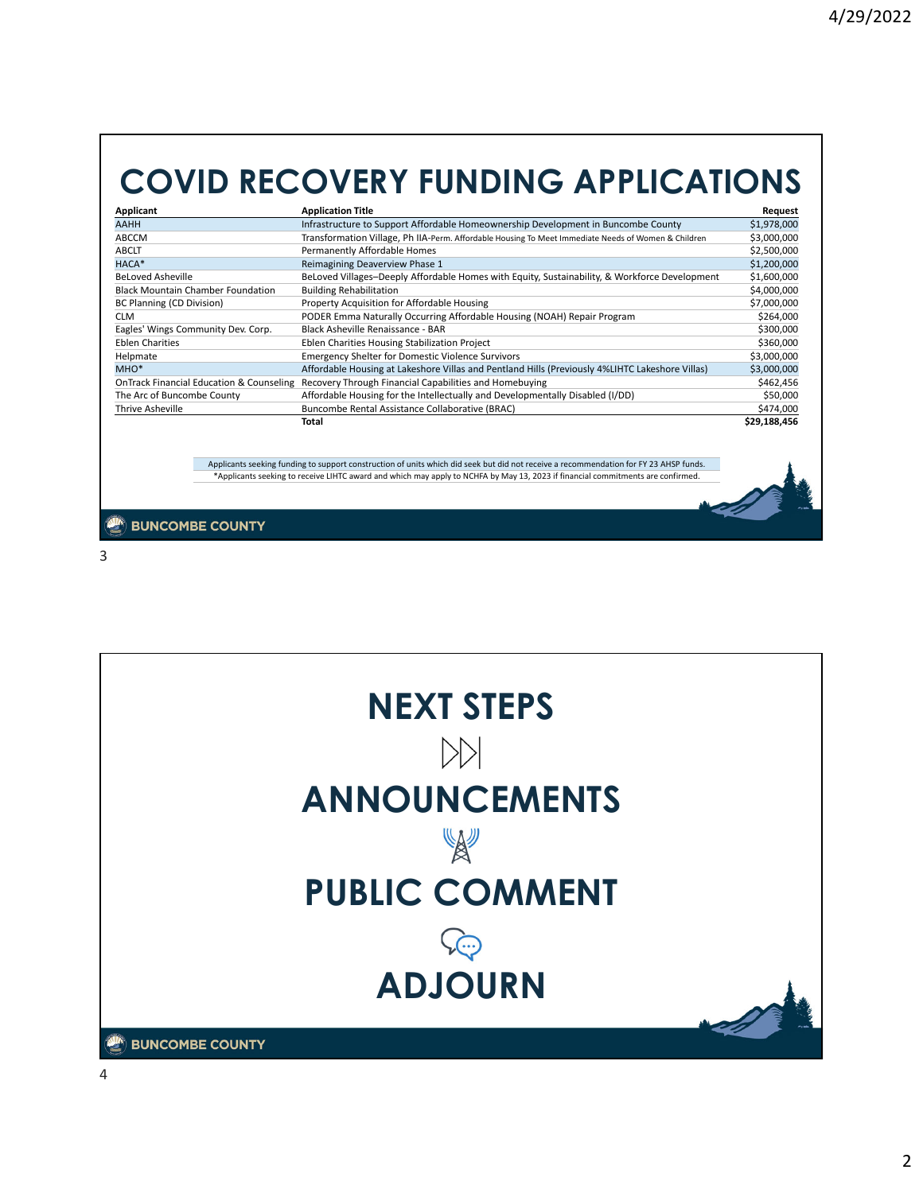# COVID RECOVERY FUNDING APPLICATIONS

| Applicant | Application Title | Request |
|---|---|---|
| AAHH | Infrastructure to Support Affordable Homeownership Development in Buncombe County | $1,978,000 |
| ABCCM | Transformation Village, Ph IIA-Perm. Affordable Housing To Meet Immediate Needs of Women & Children | $3,000,000 |
| ABCLT | Permanently Affordable Homes | $2,500,000 |
| HACA* | Reimagining Deaverview Phase 1 | $1,200,000 |
| BeLoved Asheville | BeLoved Villages–Deeply Affordable Homes with Equity, Sustainability, & Workforce Development | $1,600,000 |
| Black Mountain Chamber Foundation | Building Rehabilitation | $4,000,000 |
| BC Planning (CD Division) | Property Acquisition for Affordable Housing | $7,000,000 |
| CLM | PODER Emma Naturally Occurring Affordable Housing (NOAH) Repair Program | $264,000 |
| Eagles' Wings Community Dev. Corp. | Black Asheville Renaissance - BAR | $300,000 |
| Eblen Charities | Eblen Charities Housing Stabilization Project | $360,000 |
| Helpmate | Emergency Shelter for Domestic Violence Survivors | $3,000,000 |
| MHO* | Affordable Housing at Lakeshore Villas and Pentland Hills (Previously 4%LIHTC Lakeshore Villas) | $3,000,000 |
| OnTrack Financial Education & Counseling | Recovery Through Financial Capabilities and Homebuying | $462,456 |
| The Arc of Buncombe County | Affordable Housing for the Intellectually and Developmentally Disabled (I/DD) | $50,000 |
| Thrive Asheville | Buncombe Rental Assistance Collaborative (BRAC) | $474,000 |
| | **Total** | **$29,188,456** |

Applicants seeking funding to support construction of units which did seek but did not receive a recommendation for FY 23 AHSP funds.

*Applicants seeking to receive LIHTC award and which may apply to NCHFA by May 13, 2023 if financial commitments are confirmed.

BUNCOMBE COUNTY

# NEXT STEPS

# ANNOUNCEMENTS

# PUBLIC COMMENT

# ADJOURN

BUNCOMBE COUNTY